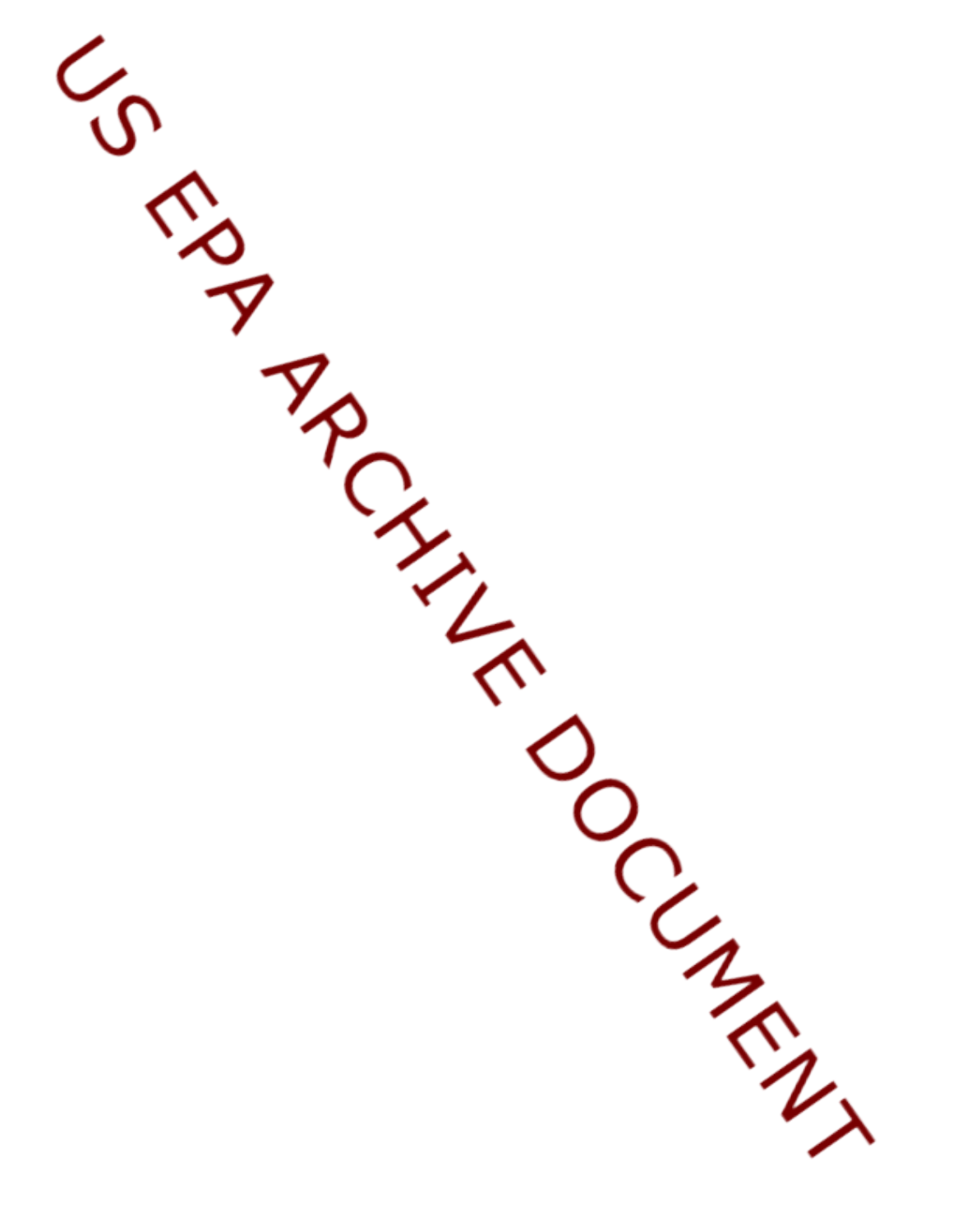US EPA ARCHIVE DOCUMENT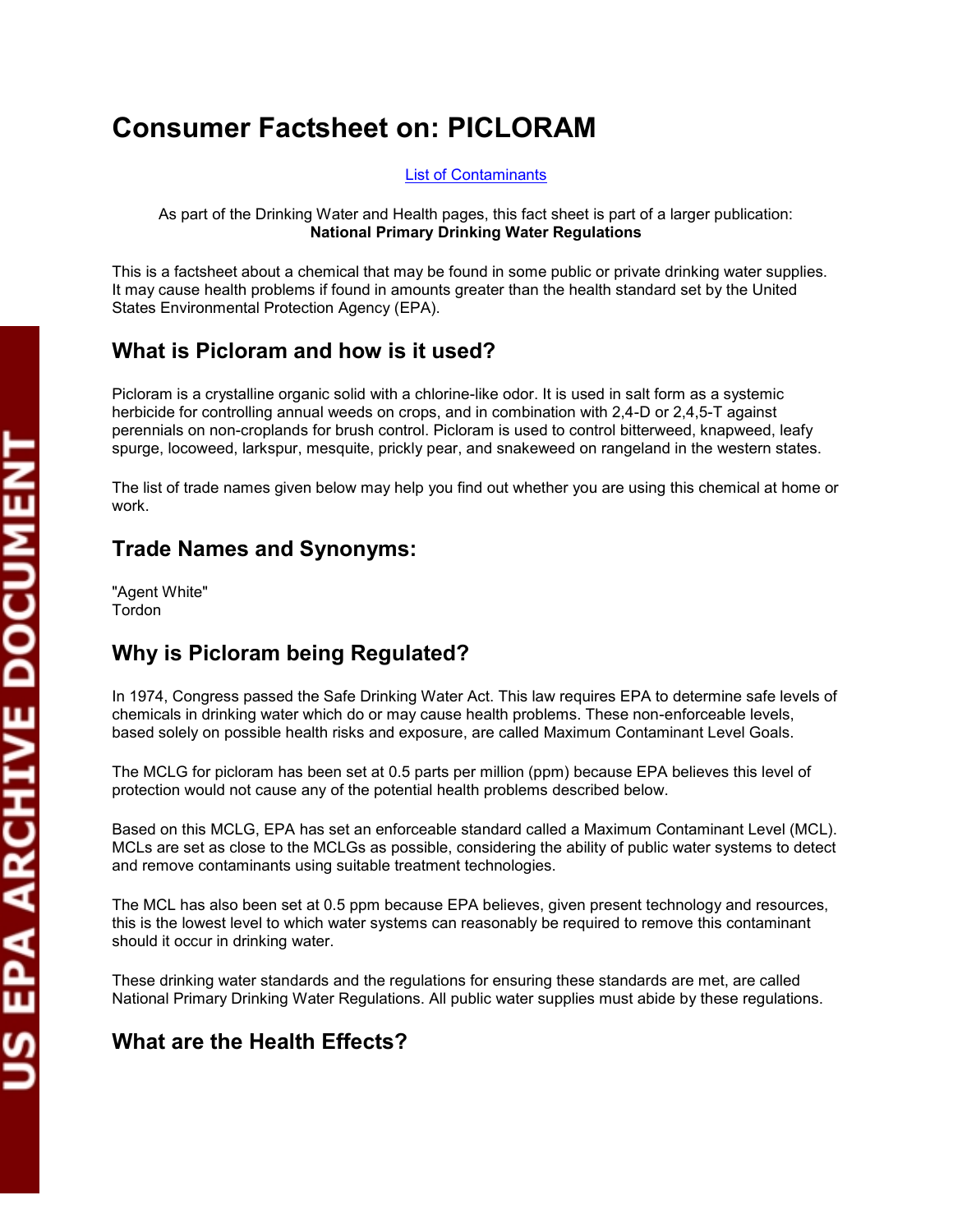# Consumer Factsheet on: PICLORAM

List of Contaminants

As part of the Drinking Water and Health pages, this fact sheet is part of a larger publication:
**National Primary Drinking Water Regulations**

This is a factsheet about a chemical that may be found in some public or private drinking water supplies. It may cause health problems if found in amounts greater than the health standard set by the United States Environmental Protection Agency (EPA).

## What is Picloram and how is it used?

Picloram is a crystalline organic solid with a chlorine-like odor. It is used in salt form as a systemic herbicide for controlling annual weeds on crops, and in combination with 2,4-D or 2,4,5-T against perennials on non-croplands for brush control. Picloram is used to control bitterweed, knapweed, leafy spurge, locoweed, larkspur, mesquite, prickly pear, and snakeweed on rangeland in the western states.

The list of trade names given below may help you find out whether you are using this chemical at home or work.

## Trade Names and Synonyms:

"Agent White"
Tordon

## Why is Picloram being Regulated?

In 1974, Congress passed the Safe Drinking Water Act. This law requires EPA to determine safe levels of chemicals in drinking water which do or may cause health problems. These non-enforceable levels, based solely on possible health risks and exposure, are called Maximum Contaminant Level Goals.

The MCLG for picloram has been set at 0.5 parts per million (ppm) because EPA believes this level of protection would not cause any of the potential health problems described below.

Based on this MCLG, EPA has set an enforceable standard called a Maximum Contaminant Level (MCL). MCLs are set as close to the MCLGs as possible, considering the ability of public water systems to detect and remove contaminants using suitable treatment technologies.

The MCL has also been set at 0.5 ppm because EPA believes, given present technology and resources, this is the lowest level to which water systems can reasonably be required to remove this contaminant should it occur in drinking water.

These drinking water standards and the regulations for ensuring these standards are met, are called National Primary Drinking Water Regulations. All public water supplies must abide by these regulations.

## What are the Health Effects?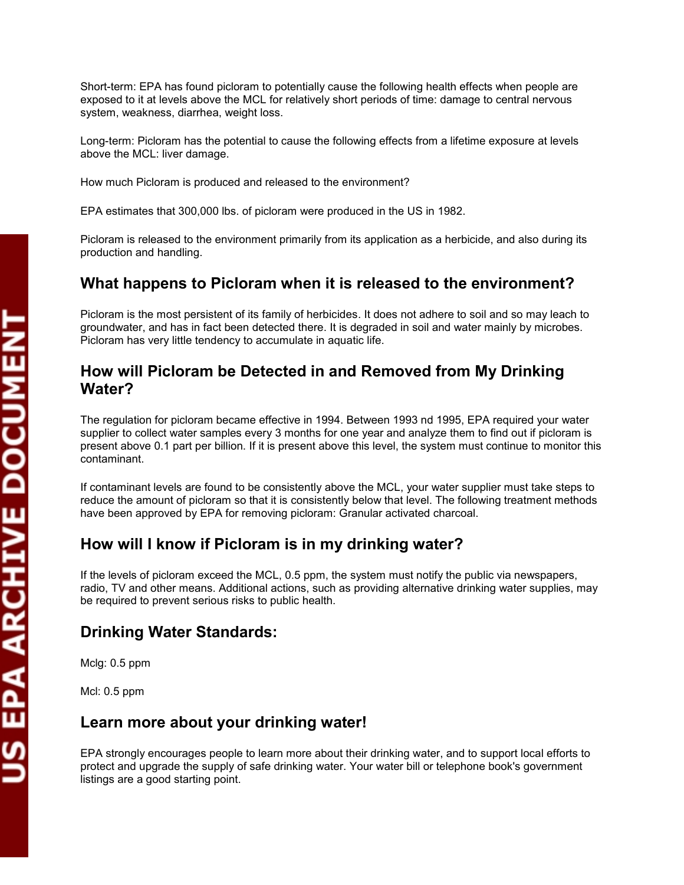Short-term: EPA has found picloram to potentially cause the following health effects when people are exposed to it at levels above the MCL for relatively short periods of time: damage to central nervous system, weakness, diarrhea, weight loss.

Long-term: Picloram has the potential to cause the following effects from a lifetime exposure at levels above the MCL: liver damage.

How much Picloram is produced and released to the environment?

EPA estimates that 300,000 lbs. of picloram were produced in the US in 1982.

Picloram is released to the environment primarily from its application as a herbicide, and also during its production and handling.

## What happens to Picloram when it is released to the environment?

Picloram is the most persistent of its family of herbicides. It does not adhere to soil and so may leach to groundwater, and has in fact been detected there. It is degraded in soil and water mainly by microbes. Picloram has very little tendency to accumulate in aquatic life.

## How will Picloram be Detected in and Removed from My Drinking Water?

The regulation for picloram became effective in 1994. Between 1993 nd 1995, EPA required your water supplier to collect water samples every 3 months for one year and analyze them to find out if picloram is present above 0.1 part per billion. If it is present above this level, the system must continue to monitor this contaminant.

If contaminant levels are found to be consistently above the MCL, your water supplier must take steps to reduce the amount of picloram so that it is consistently below that level. The following treatment methods have been approved by EPA for removing picloram: Granular activated charcoal.

## How will I know if Picloram is in my drinking water?

If the levels of picloram exceed the MCL, 0.5 ppm, the system must notify the public via newspapers, radio, TV and other means. Additional actions, such as providing alternative drinking water supplies, may be required to prevent serious risks to public health.

## Drinking Water Standards:

Mclg: 0.5 ppm

Mcl: 0.5 ppm

## Learn more about your drinking water!

EPA strongly encourages people to learn more about their drinking water, and to support local efforts to protect and upgrade the supply of safe drinking water. Your water bill or telephone book's government listings are a good starting point.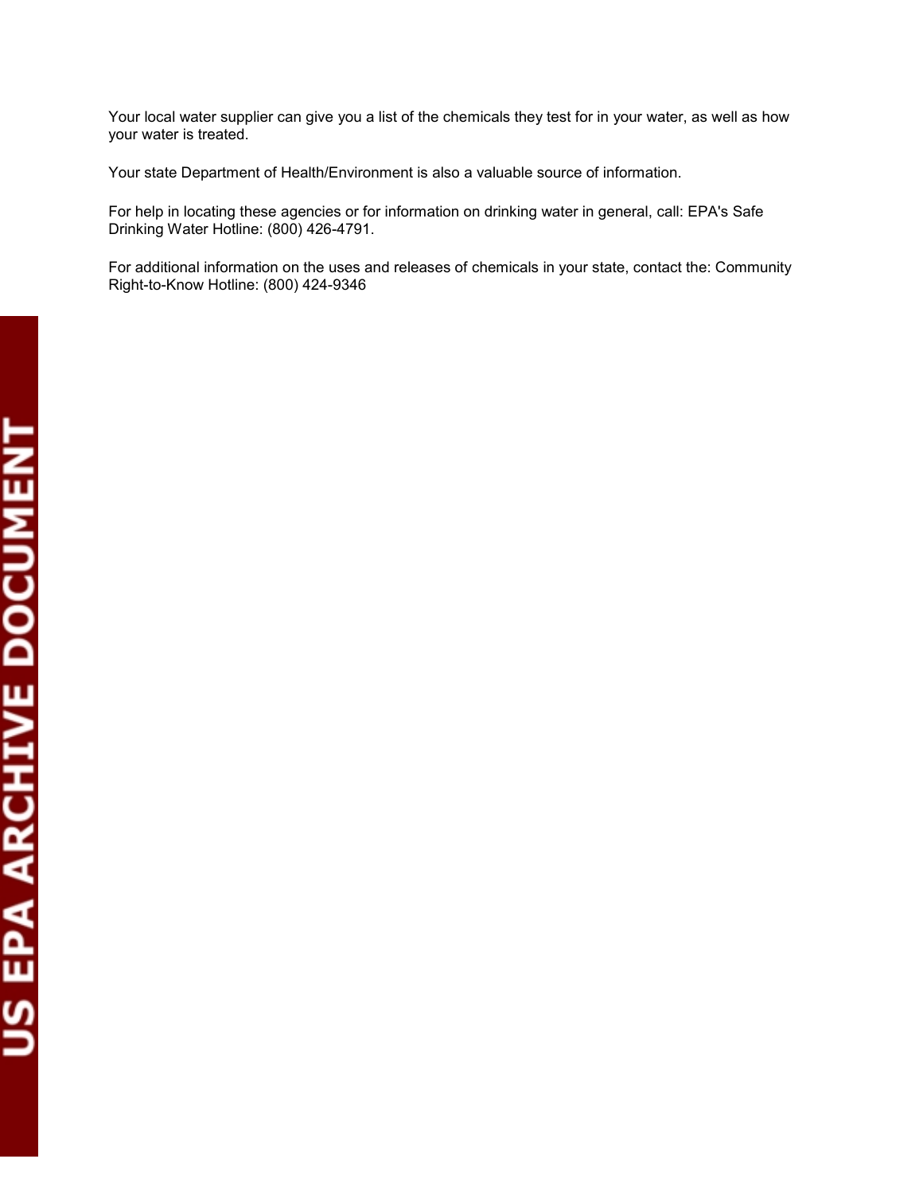Your local water supplier can give you a list of the chemicals they test for in your water, as well as how your water is treated.

Your state Department of Health/Environment is also a valuable source of information.

For help in locating these agencies or for information on drinking water in general, call: EPA's Safe Drinking Water Hotline: (800) 426-4791.

For additional information on the uses and releases of chemicals in your state, contact the: Community Right-to-Know Hotline: (800) 424-9346